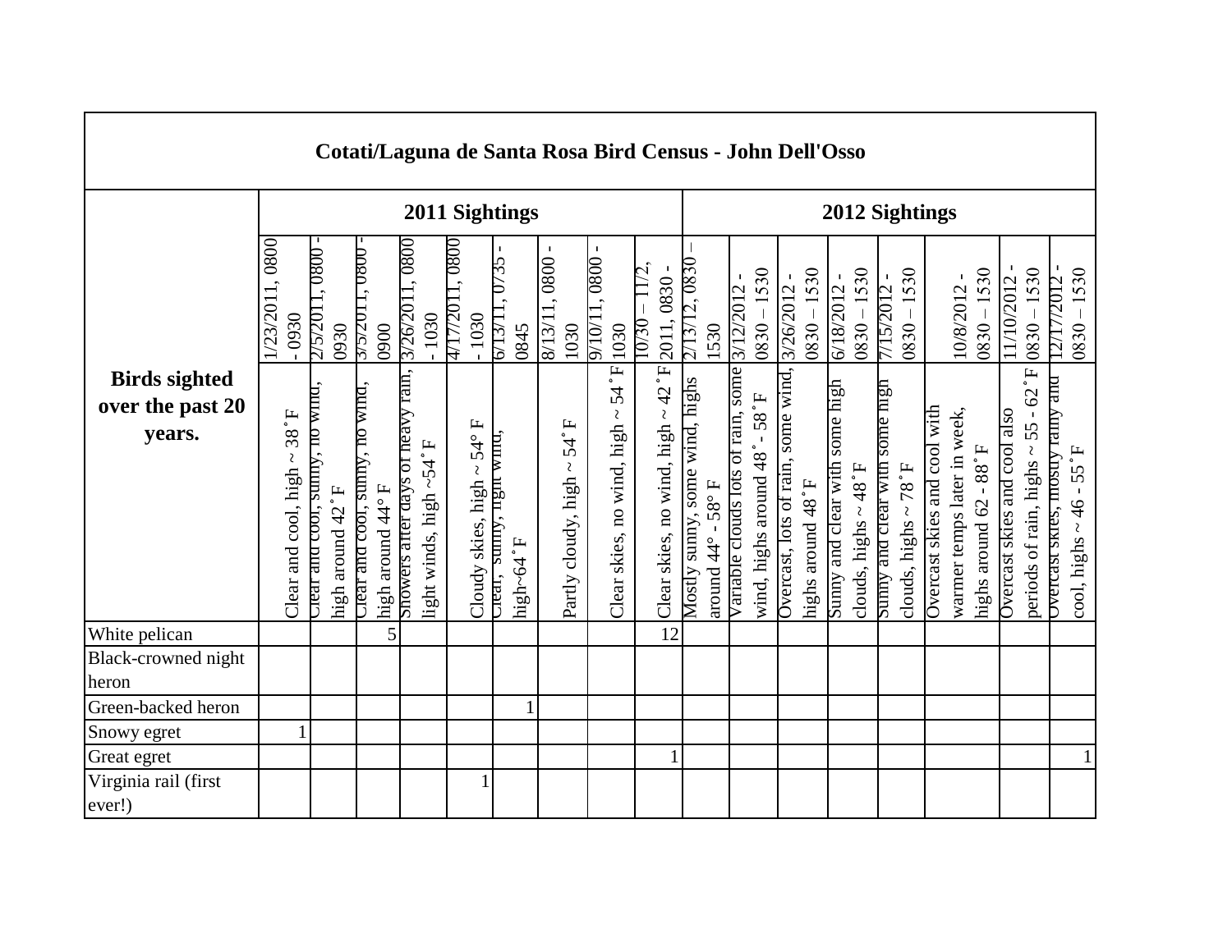# Cotati/Laguna de Santa Rosa Bird Census - John Dell'Osso

| Birds sighted over the past 20 years. | 2011 Sightings | | | | | | | | | 2012 Sightings | | | | | | | |
|---|---|---|---|---|---|---|---|---|---|---|---|---|---|---|---|---|---|
| | 1/23/2011, 0800 - 0930 | 2/5/2011, 0800 - 0930 | 3/5/2011, 0800 - 0900 | 3/26/2011, 0800 - 1030 | 4/17/2011, 0800 - 1030 | 6/13/11, 0735 - 0845 | 8/13/11, 0800 - 1030 | 9/10/11, 0800 - 1030 | 10/30 – 11/2, 2011, 0830 - | 2/13/12, 0830 – 1530 | 3/12/2012 - 0830 – 1530 | 3/26/2012 - 0830 – 1530 | 6/18/2012 - 0830 – 1530 | 7/15/2012 - 0830 – 1530 | 10/8/2012 - 0830 – 1530 | 11/10/2012 - 0830 – 1530 | 12/17/2012 - 0830 – 1530 |
| | Clear and cool, high ~ 38˚F | Clear and cool, sunny, no wind, high around 42˚F | Clear and cool, sunny, no wind, high around 44° F | Showers after days of heavy rain, light winds, high ~54˚F | Cloudy skies, high ~ 54° F | Clear, sunny, light wind, high~64˚F | Partly cloudy, high ~ 54˚F | Clear skies, no wind, high ~ 54˚F | Clear skies, no wind, high ~ 42˚F | Mostly sunny, some wind, highs around 44° - 58° F | Variable clouds lots of rain, some wind, highs around 48˚ - 58˚F | Overcast, lots of rain, some wind, highs around 48˚F | Sunny and clear with some high clouds, highs ~ 48˚F | Sunny and clear with some high clouds, highs ~ 78˚F | Overcast skies and cool with warmer temps later in week, highs around 62 - 88˚F | Overcast skies and cool also periods of rain, highs ~ 55 - 62˚F | Overcast skies, mostly rainy and cool, highs ~ 46 - 55˚F |
| White pelican | | | 5 | | | | | | 12 | | | | | | | | |
| Black-crowned night heron | | | | | | | | | | | | | | | | | |
| Green-backed heron | | | | | | 1 | | | | | | | | | | | |
| Snowy egret | 1 | | | | | | | | | | | | | | | | |
| Great egret | | | | | | | | | 1 | | | | | | | | 1 |
| Virginia rail (first ever!) | | | | | 1 | | | | | | | | | | | | |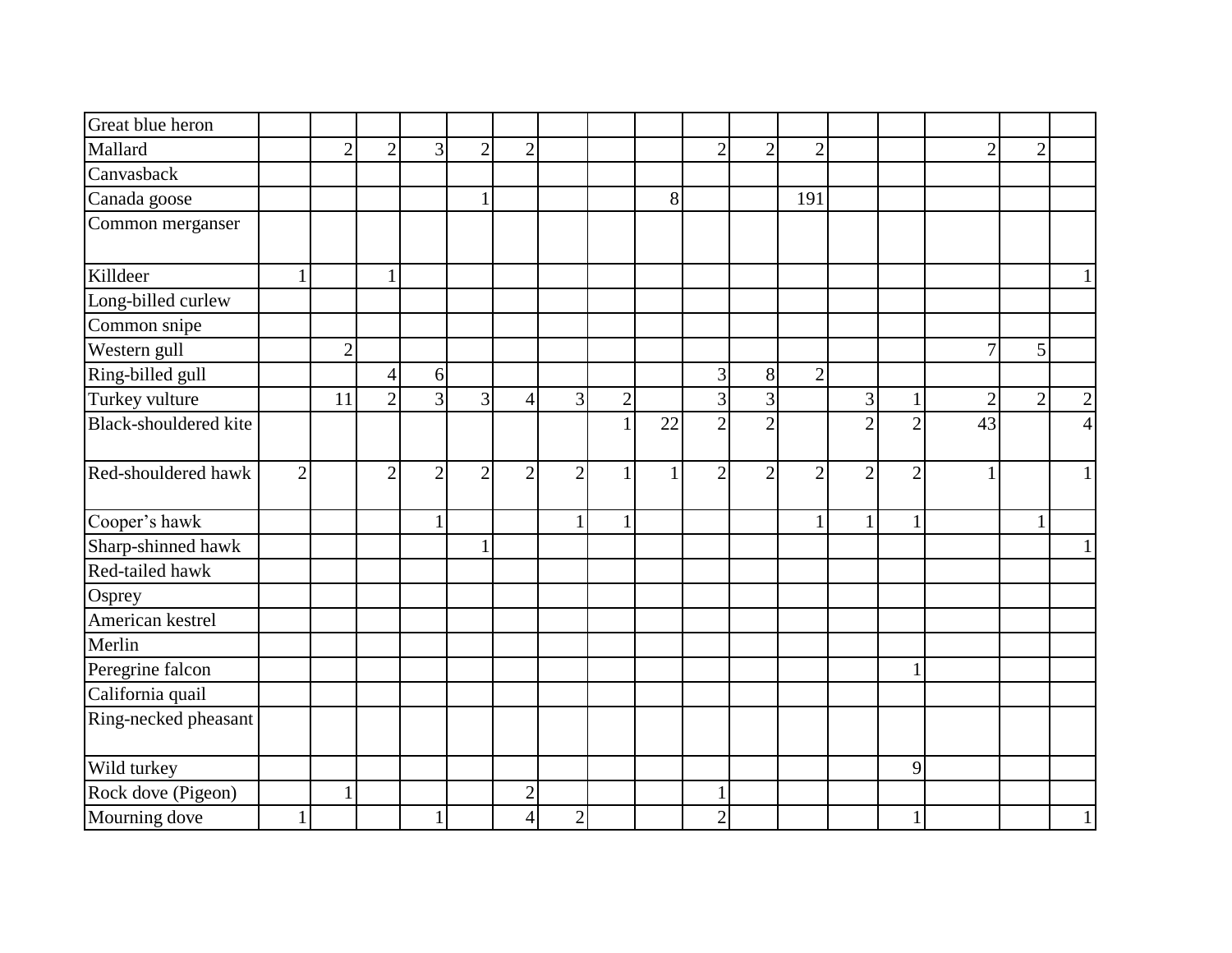| | | | | | | | | | | | | | | | | | |
|---|---|---|---|---|---|---|---|---|---|---|---|---|---|---|---|---|---|
| Great blue heron | | | | | | | | | | | | | | | | | |
| Mallard | | 2 | 2 | 3 | 2 | 2 | | | | 2 | 2 | 2 | | | 2 | 2 | |
| Canvasback | | | | | | | | | | | | | | | | | |
| Canada goose | | | | | 1 | | | | 8 | | | 191 | | | | | |
| Common merganser | | | | | | | | | | | | | | | | | |
| Killdeer | 1 | | 1 | | | | | | | | | | | | | | 1 |
| Long-billed curlew | | | | | | | | | | | | | | | | | |
| Common snipe | | | | | | | | | | | | | | | | | |
| Western gull | | 2 | | | | | | | | | | | | | 7 | 5 | |
| Ring-billed gull | | | 4 | 6 | | | | | | 3 | 8 | 2 | | | | | |
| Turkey vulture | | 11 | 2 | 3 | 3 | 4 | 3 | 2 | | 3 | 3 | | 3 | 1 | 2 | 2 | 2 |
| Black-shouldered kite | | | | | | | | 1 | 22 | 2 | 2 | | 2 | 2 | 43 | | 4 |
| Red-shouldered hawk | 2 | | 2 | 2 | 2 | 2 | 2 | 1 | 1 | 2 | 2 | 2 | 2 | 2 | 1 | | 1 |
| Cooper's hawk | | | | 1 | | | 1 | 1 | | | | 1 | 1 | 1 | | 1 | |
| Sharp-shinned hawk | | | | | 1 | | | | | | | | | | | | 1 |
| Red-tailed hawk | | | | | | | | | | | | | | | | | |
| Osprey | | | | | | | | | | | | | | | | | |
| American kestrel | | | | | | | | | | | | | | | | | |
| Merlin | | | | | | | | | | | | | | | | | |
| Peregrine falcon | | | | | | | | | | | | | | 1 | | | |
| California quail | | | | | | | | | | | | | | | | | |
| Ring-necked pheasant | | | | | | | | | | | | | | | | | |
| Wild turkey | | | | | | | | | | | | | | 9 | | | |
| Rock dove (Pigeon) | | 1 | | | | 2 | | | | 1 | | | | | | | |
| Mourning dove | 1 | | | 1 | | 4 | 2 | | | 2 | | | | 1 | | | 1 |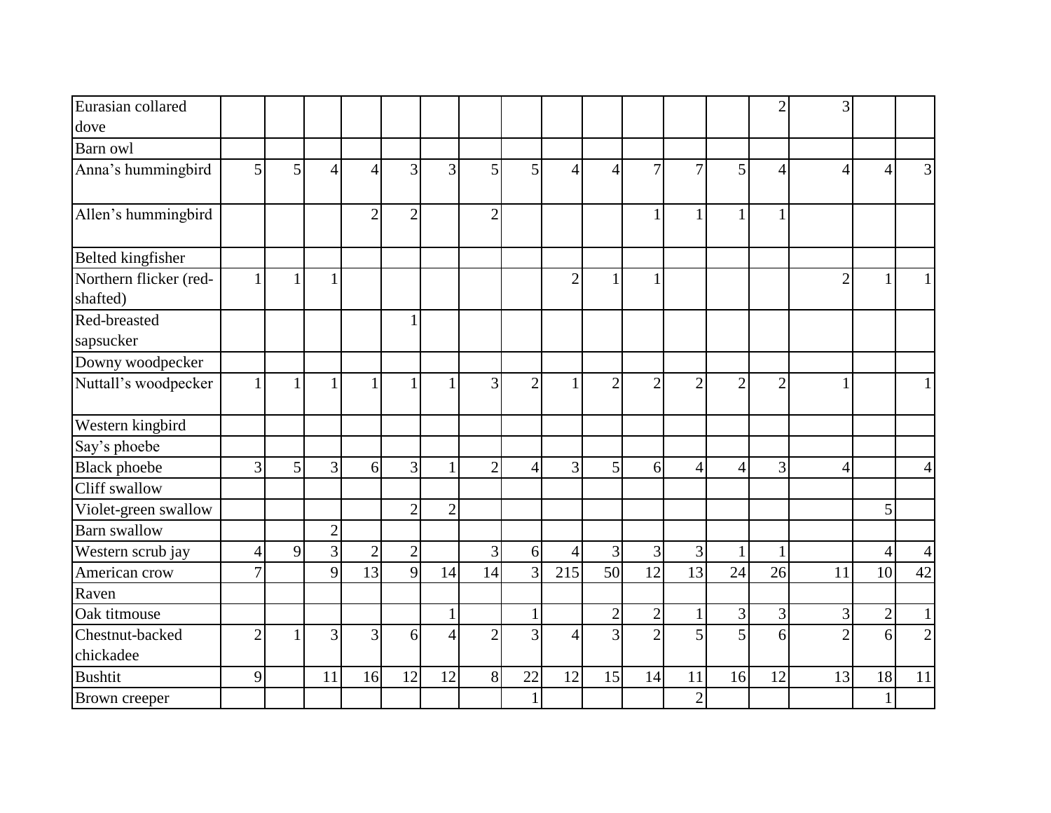| Eurasian collared dove | | | | | | | | | | | | | | 2 | 3 | | |
|---|---|---|---|---|---|---|---|---|---|---|---|---|---|---|---|---|---|
| Barn owl | | | | | | | | | | | | | | | | | |
| Anna’s hummingbird | 5 | 5 | 4 | 4 | 3 | 3 | 5 | 5 | 4 | 4 | 7 | 7 | 5 | 4 | 4 | 4 | 3 |
| Allen’s hummingbird | | | | 2 | 2 | | 2 | | | | 1 | 1 | 1 | 1 | | | |
| Belted kingfisher | | | | | | | | | | | | | | | | | |
| Northern flicker (red-shafted) | 1 | 1 | 1 | | | | | | 2 | 1 | 1 | | | | 2 | 1 | 1 |
| Red-breasted sapsucker | | | | | 1 | | | | | | | | | | | | |
| Downy woodpecker | | | | | | | | | | | | | | | | | |
| Nuttall’s woodpecker | 1 | 1 | 1 | 1 | 1 | 1 | 3 | 2 | 1 | 2 | 2 | 2 | 2 | 2 | 1 | | 1 |
| Western kingbird | | | | | | | | | | | | | | | | | |
| Say’s phoebe | | | | | | | | | | | | | | | | | |
| Black phoebe | 3 | 5 | 3 | 6 | 3 | 1 | 2 | 4 | 3 | 5 | 6 | 4 | 4 | 3 | 4 | | 4 |
| Cliff swallow | | | | | | | | | | | | | | | | | |
| Violet-green swallow | | | | | 2 | 2 | | | | | | | | | | 5 | |
| Barn swallow | | | 2 | | | | | | | | | | | | | | |
| Western scrub jay | 4 | 9 | 3 | 2 | 2 | | 3 | 6 | 4 | 3 | 3 | 3 | 1 | 1 | | 4 | 4 |
| American crow | 7 | | 9 | 13 | 9 | 14 | 14 | 3 | 215 | 50 | 12 | 13 | 24 | 26 | 11 | 10 | 42 |
| Raven | | | | | | | | | | | | | | | | | |
| Oak titmouse | | | | | | 1 | | 1 | | 2 | 2 | 1 | 3 | 3 | 3 | 2 | 1 |
| Chestnut-backed chickadee | 2 | 1 | 3 | 3 | 6 | 4 | 2 | 3 | 4 | 3 | 2 | 5 | 5 | 6 | 2 | 6 | 2 |
| Bushtit | 9 | | 11 | 16 | 12 | 12 | 8 | 22 | 12 | 15 | 14 | 11 | 16 | 12 | 13 | 18 | 11 |
| Brown creeper | | | | | | | | 1 | | | | 2 | | | | 1 | |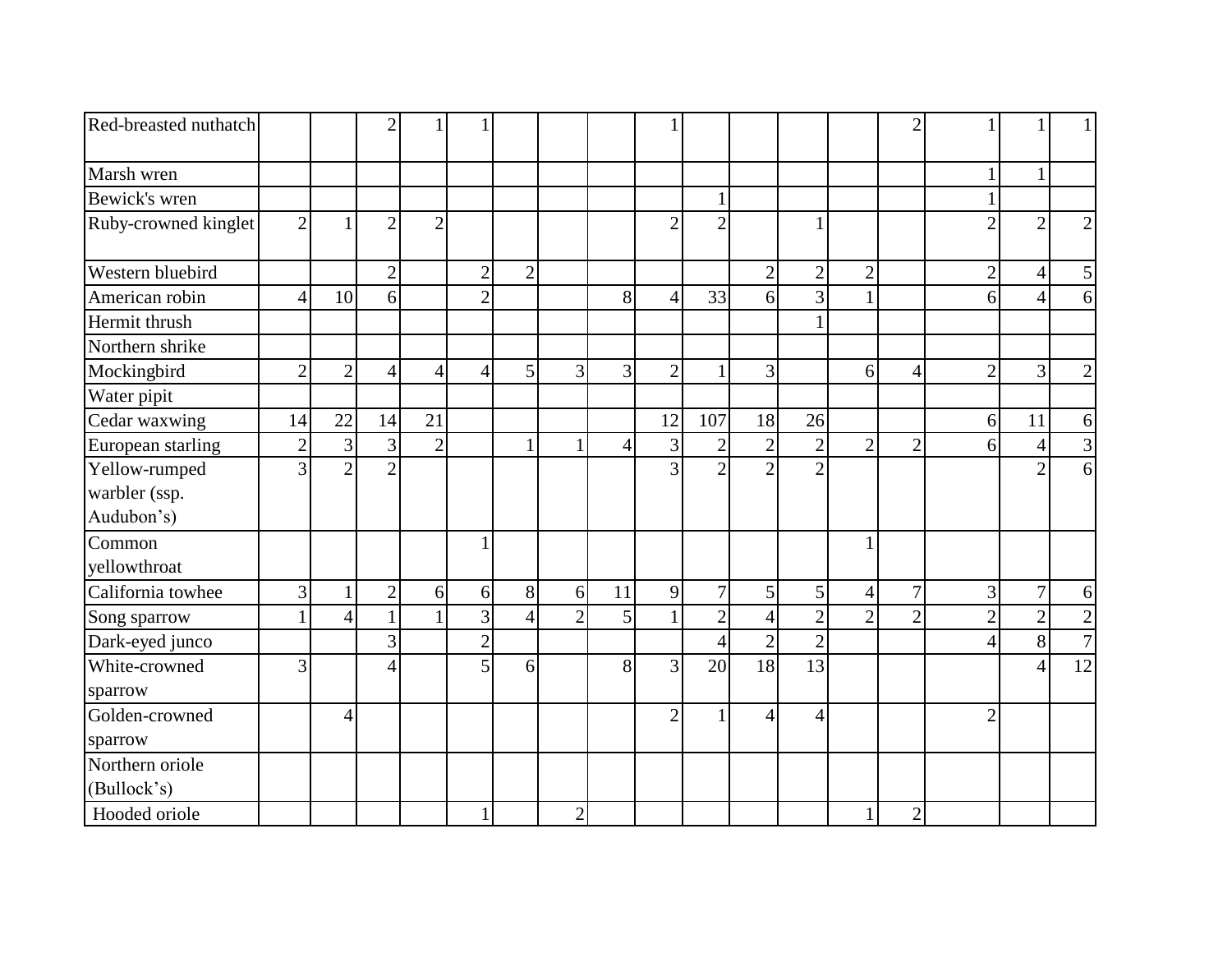| | | | | | | | | | | | | | | | | | |
|---|---|---|---|---|---|---|---|---|---|---|---|---|---|---|---|---|---|
| Red-breasted nuthatch | | | 2 | 1 | 1 | | | | 1 | | | | | 2 | 1 | 1 | 1 |
| Marsh wren | | | | | | | | | | | | | | | 1 | 1 | |
| Bewick's wren | | | | | | | | | | 1 | | | | | 1 | | |
| Ruby-crowned kinglet | 2 | 1 | 2 | 2 | | | | | 2 | 2 | | 1 | | | 2 | 2 | 2 |
| Western bluebird | | | 2 | | 2 | 2 | | | | | 2 | 2 | 2 | | 2 | 4 | 5 |
| American robin | 4 | 10 | 6 | | 2 | | | 8 | 4 | 33 | 6 | 3 | 1 | | 6 | 4 | 6 |
| Hermit thrush | | | | | | | | | | | | 1 | | | | | |
| Northern shrike | | | | | | | | | | | | | | | | | |
| Mockingbird | 2 | 2 | 4 | 4 | 4 | 5 | 3 | 3 | 2 | 1 | 3 | | 6 | 4 | 2 | 3 | 2 |
| Water pipit | | | | | | | | | | | | | | | | | |
| Cedar waxwing | 14 | 22 | 14 | 21 | | | | | 12 | 107 | 18 | 26 | | | 6 | 11 | 6 |
| European starling | 2 | 3 | 3 | 2 | | 1 | 1 | 4 | 3 | 2 | 2 | 2 | 2 | 2 | 6 | 4 | 3 |
| Yellow-rumped warbler (ssp. Audubon's) | 3 | 2 | 2 | | | | | | 3 | 2 | 2 | 2 | | | | 2 | 6 |
| Common yellowthroat | | | | | 1 | | | | | | | | 1 | | | | |
| California towhee | 3 | 1 | 2 | 6 | 6 | 8 | 6 | 11 | 9 | 7 | 5 | 5 | 4 | 7 | 3 | 7 | 6 |
| Song sparrow | 1 | 4 | 1 | 1 | 3 | 4 | 2 | 5 | 1 | 2 | 4 | 2 | 2 | 2 | 2 | 2 | 2 |
| Dark-eyed junco | | | 3 | | 2 | | | | | 4 | 2 | 2 | | | 4 | 8 | 7 |
| White-crowned sparrow | 3 | | 4 | | 5 | 6 | | 8 | 3 | 20 | 18 | 13 | | | | 4 | 12 |
| Golden-crowned sparrow | | 4 | | | | | | | 2 | 1 | 4 | 4 | | | 2 | | |
| Northern oriole (Bullock's) | | | | | | | | | | | | | | | | | |
| Hooded oriole | | | | | 1 | | 2 | | | | | | 1 | 2 | | | |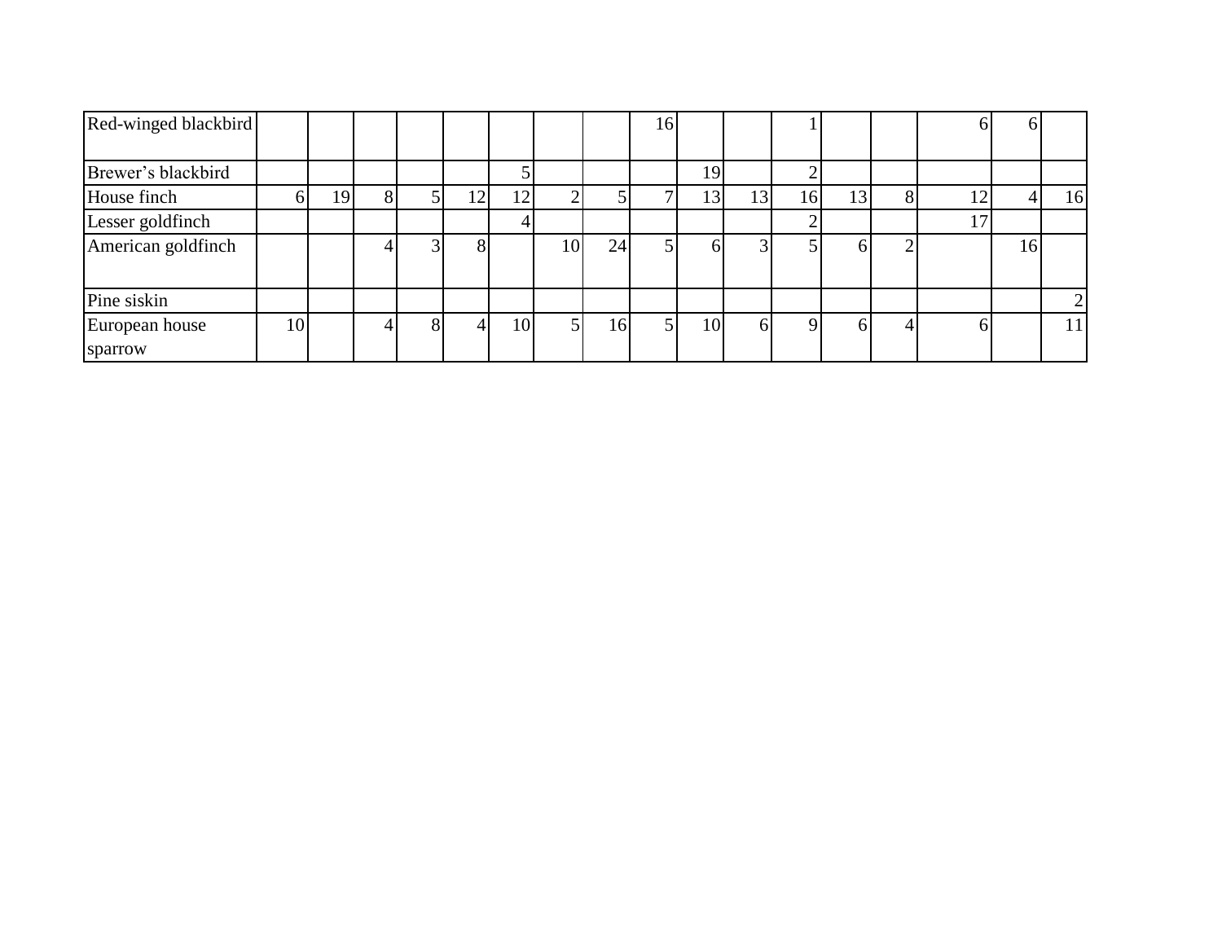| | | | | | | | | | | | | | | | | | |
|---|---|---|---|---|---|---|---|---|---|---|---|---|---|---|---|---|---|
| Red-winged blackbird | | | | | | | | | 16 | | | 1 | | | 6 | 6 | |
| Brewer’s blackbird | | | | | | 5 | | | | 19 | | 2 | | | | | |
| House finch | 6 | 19 | 8 | 5 | 12 | 12 | 2 | 5 | 7 | 13 | 13 | 16 | 13 | 8 | 12 | 4 | 16 |
| Lesser goldfinch | | | | | | 4 | | | | | | 2 | | | 17 | | |
| American goldfinch | | | 4 | 3 | 8 | | 10 | 24 | 5 | 6 | 3 | 5 | 6 | 2 | | 16 | |
| Pine siskin | | | | | | | | | | | | | | | | | 2 |
| European house sparrow | 10 | | 4 | 8 | 4 | 10 | 5 | 16 | 5 | 10 | 6 | 9 | 6 | 4 | 6 | | 11 |